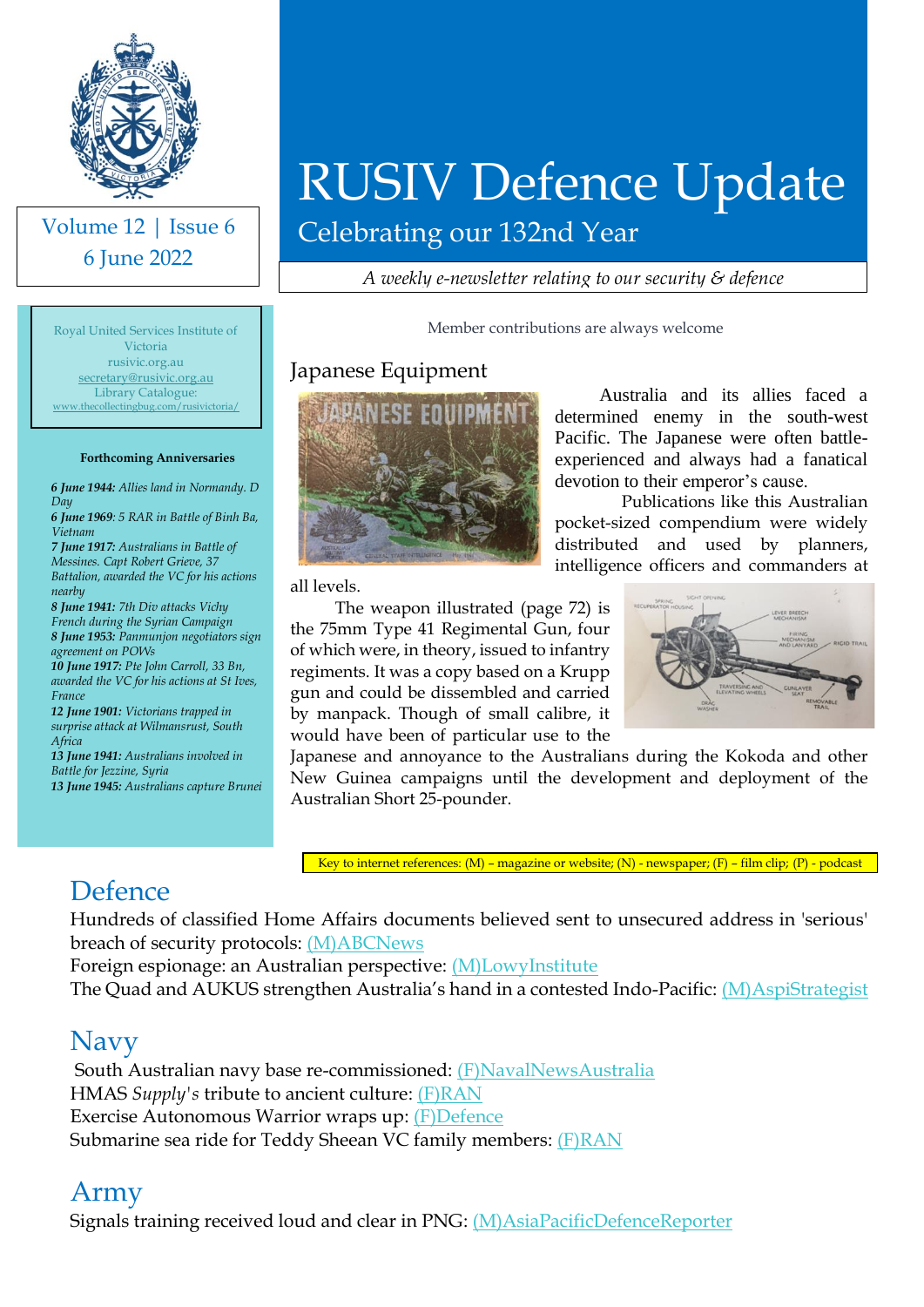# RUSIV Defence Update

Celebrating our 132nd Year

*A weekly e-newsletter relating to our security & defence*

Volume 12 | Issue 6

6 June 2022

Royal United Services Institute of Victoria
rusivic.org.au
secretary@rusivic.org.au
Library Catalogue:
www.thecollectingbug.com/rusivictoria/

**Forthcoming Anniversaries**

***6 June 1944:*** *Allies land in Normandy. D Day*
***6 June 1969****: 5 RAR in Battle of Binh Ba, Vietnam*
***7 June 1917:*** *Australians in Battle of Messines. Capt Robert Grieve, 37 Battalion, awarded the VC for his actions nearby*
***8 June 1941:*** *7th Div attacks Vichy French during the Syrian Campaign*
***8 June 1953:*** *Panmunjon negotiators sign agreement on POWs*
***10 June 1917:*** *Pte John Carroll, 33 Bn, awarded the VC for his actions at St Ives, France*
***12 June 1901:*** *Victorians trapped in surprise attack at Wilmansrust, South Africa*
***13 June 1941:*** *Australians involved in Battle for Jezzine, Syria*
***13 June 1945:*** *Australians capture Brunei*

Member contributions are always welcome

## Japanese Equipment

Australia and its allies faced a determined enemy in the south-west Pacific. The Japanese were often battle-experienced and always had a fanatical devotion to their emperor's cause.

Publications like this Australian pocket-sized compendium were widely distributed and used by planners, intelligence officers and commanders at all levels.

The weapon illustrated (page 72) is the 75mm Type 41 Regimental Gun, four of which were, in theory, issued to infantry regiments. It was a copy based on a Krupp gun and could be dissembled and carried by manpack. Though of small calibre, it would have been of particular use to the Japanese and annoyance to the Australians during the Kokoda and other New Guinea campaigns until the development and deployment of the Australian Short 25-pounder.

Key to internet references: (M) – magazine or website; (N) - newspaper; (F) – film clip; (P) - podcast

## Defence

Hundreds of classified Home Affairs documents believed sent to unsecured address in 'serious' breach of security protocols: (M)ABCNews
Foreign espionage: an Australian perspective: (M)LowyInstitute
The Quad and AUKUS strengthen Australia's hand in a contested Indo-Pacific: (M)AspiStrategist

## Navy

South Australian navy base re-commissioned: (F)NavalNewsAustralia
HMAS *Supply's* tribute to ancient culture: (F)RAN
Exercise Autonomous Warrior wraps up: (F)Defence
Submarine sea ride for Teddy Sheean VC family members: (F)RAN

## Army

Signals training received loud and clear in PNG: (M)AsiaPacificDefenceReporter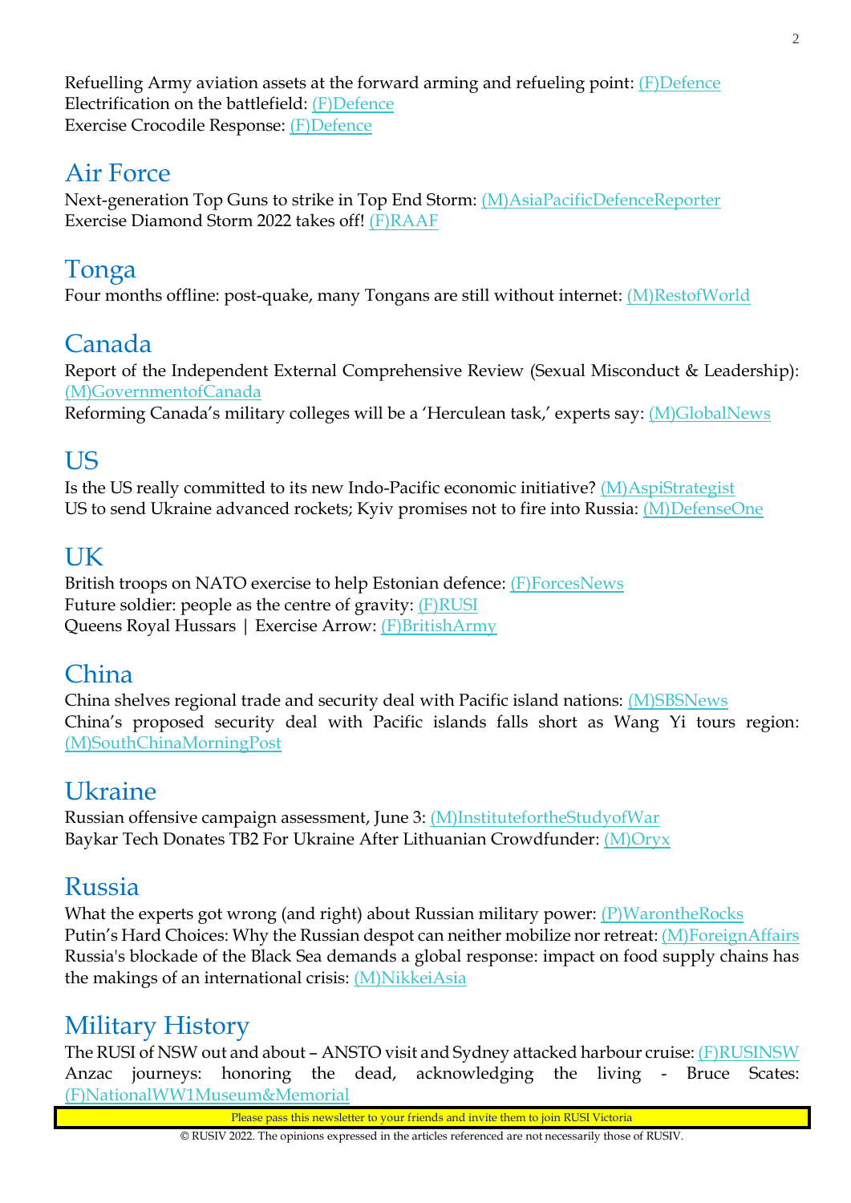Refuelling Army aviation assets at the forward arming and refueling point: (F)Defence
Electrification on the battlefield: (F)Defence
Exercise Crocodile Response: (F)Defence

## Air Force

Next-generation Top Guns to strike in Top End Storm: (M)AsiaPacificDefenceReporter
Exercise Diamond Storm 2022 takes off! (F)RAAF

## Tonga

Four months offline: post-quake, many Tongans are still without internet: (M)RestofWorld

## Canada

Report of the Independent External Comprehensive Review (Sexual Misconduct & Leadership): (M)GovernmentofCanada
Reforming Canada's military colleges will be a 'Herculean task,' experts say: (M)GlobalNews

## US

Is the US really committed to its new Indo-Pacific economic initiative? (M)AspiStrategist
US to send Ukraine advanced rockets; Kyiv promises not to fire into Russia: (M)DefenseOne

## UK

British troops on NATO exercise to help Estonian defence: (F)ForcesNews
Future soldier: people as the centre of gravity: (F)RUSI
Queens Royal Hussars | Exercise Arrow: (F)BritishArmy

## China

China shelves regional trade and security deal with Pacific island nations: (M)SBSNews
China's proposed security deal with Pacific islands falls short as Wang Yi tours region: (M)SouthChinaMorningPost

## Ukraine

Russian offensive campaign assessment, June 3: (M)InstitutefortheStudyofWar
Baykar Tech Donates TB2 For Ukraine After Lithuanian Crowdfunder: (M)Oryx

## Russia

What the experts got wrong (and right) about Russian military power: (P)WarontheRocks
Putin's Hard Choices: Why the Russian despot can neither mobilize nor retreat: (M)ForeignAffairs
Russia's blockade of the Black Sea demands a global response: impact on food supply chains has the makings of an international crisis: (M)NikkeiAsia

## Military History

The RUSI of NSW out and about – ANSTO visit and Sydney attacked harbour cruise: (F)RUSINSW
Anzac journeys: honoring the dead, acknowledging the living - Bruce Scates: (F)NationalWW1Museum&Memorial

Please pass this newsletter to your friends and invite them to join RUSI Victoria

© RUSIV 2022. The opinions expressed in the articles referenced are not necessarily those of RUSIV.